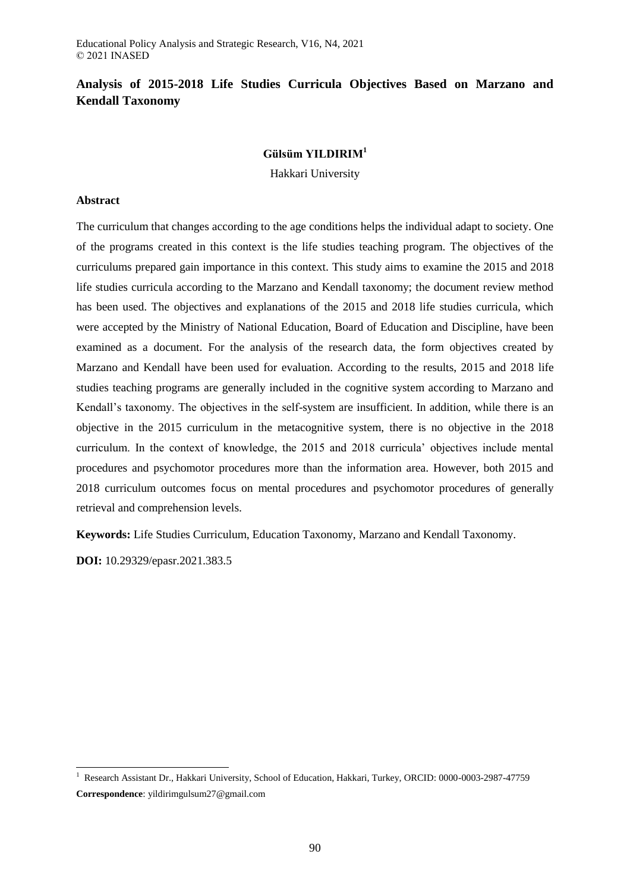# Analysis of 2015-2018 Life Studies Curricula Objectives Based on Marzano and Kendall Taxonomy

**Gülsüm YILDIRIM**[1]

Hakkari University

## Abstract

The curriculum that changes according to the age conditions helps the individual adapt to society. One of the programs created in this context is the life studies teaching program. The objectives of the curriculums prepared gain importance in this context. This study aims to examine the 2015 and 2018 life studies curricula according to the Marzano and Kendall taxonomy; the document review method has been used. The objectives and explanations of the 2015 and 2018 life studies curricula, which were accepted by the Ministry of National Education, Board of Education and Discipline, have been examined as a document. For the analysis of the research data, the form objectives created by Marzano and Kendall have been used for evaluation. According to the results, 2015 and 2018 life studies teaching programs are generally included in the cognitive system according to Marzano and Kendall's taxonomy. The objectives in the self-system are insufficient. In addition, while there is an objective in the 2015 curriculum in the metacognitive system, there is no objective in the 2018 curriculum. In the context of knowledge, the 2015 and 2018 curricula' objectives include mental procedures and psychomotor procedures more than the information area. However, both 2015 and 2018 curriculum outcomes focus on mental procedures and psychomotor procedures of generally retrieval and comprehension levels.

**Keywords:** Life Studies Curriculum, Education Taxonomy, Marzano and Kendall Taxonomy.

**DOI:** 10.29329/epasr.2021.383.5

---

[1] Research Assistant Dr., Hakkari University, School of Education, Hakkari, Turkey, ORCID: 0000-0003-2987-47759

**Correspondence**: yildirimgulsum27@gmail.com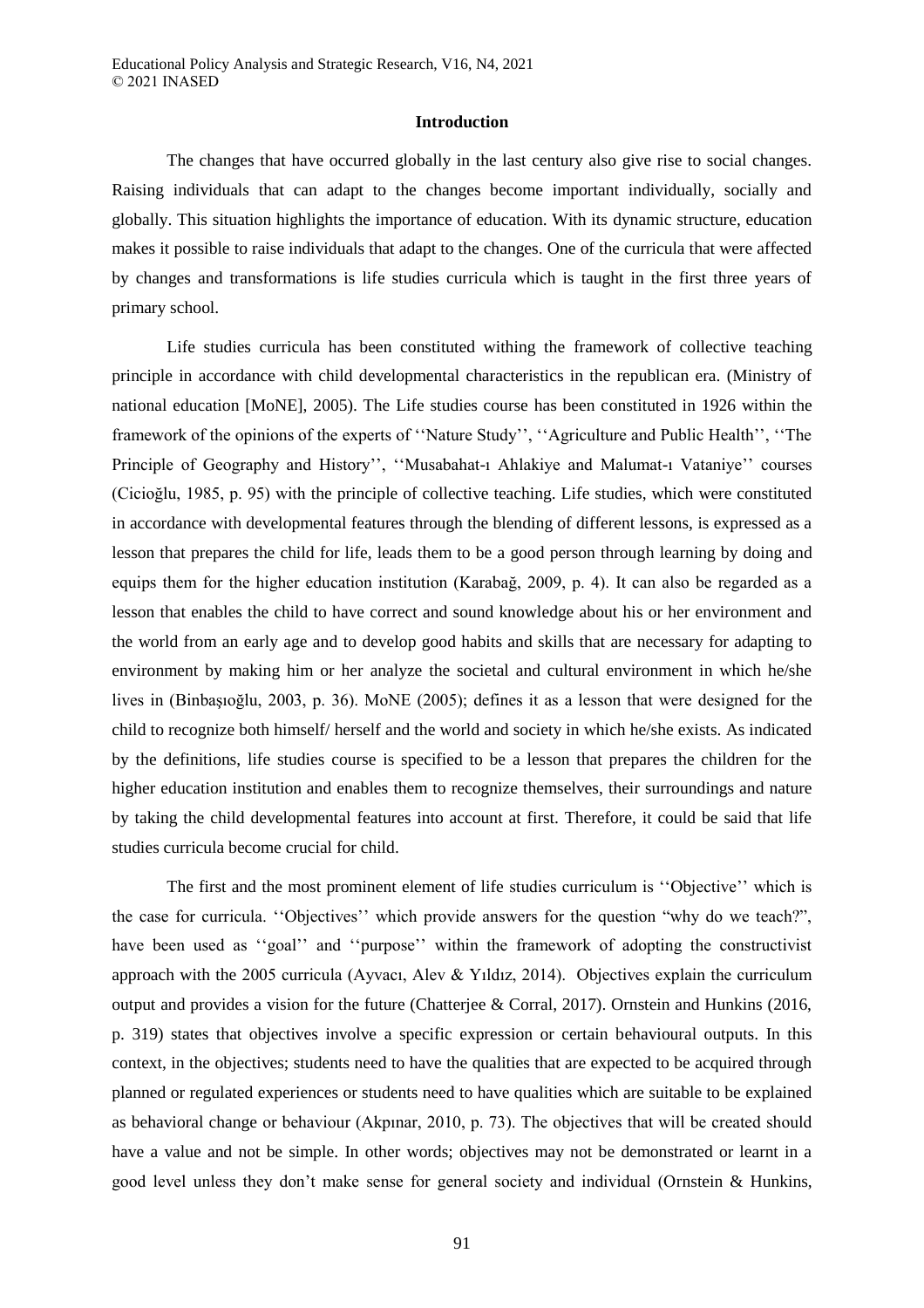## Introduction

The changes that have occurred globally in the last century also give rise to social changes. Raising individuals that can adapt to the changes become important individually, socially and globally. This situation highlights the importance of education. With its dynamic structure, education makes it possible to raise individuals that adapt to the changes. One of the curricula that were affected by changes and transformations is life studies curricula which is taught in the first three years of primary school.

Life studies curricula has been constituted withing the framework of collective teaching principle in accordance with child developmental characteristics in the republican era. (Ministry of national education [MoNE], 2005). The Life studies course has been constituted in 1926 within the framework of the opinions of the experts of ''Nature Study'', ''Agriculture and Public Health'', ''The Principle of Geography and History'', ''Musabahat-ı Ahlakiye and Malumat-ı Vataniye'' courses (Cicioğlu, 1985, p. 95) with the principle of collective teaching. Life studies, which were constituted in accordance with developmental features through the blending of different lessons, is expressed as a lesson that prepares the child for life, leads them to be a good person through learning by doing and equips them for the higher education institution (Karabağ, 2009, p. 4). It can also be regarded as a lesson that enables the child to have correct and sound knowledge about his or her environment and the world from an early age and to develop good habits and skills that are necessary for adapting to environment by making him or her analyze the societal and cultural environment in which he/she lives in (Binbaşıoğlu, 2003, p. 36). MoNE (2005); defines it as a lesson that were designed for the child to recognize both himself/ herself and the world and society in which he/she exists. As indicated by the definitions, life studies course is specified to be a lesson that prepares the children for the higher education institution and enables them to recognize themselves, their surroundings and nature by taking the child developmental features into account at first. Therefore, it could be said that life studies curricula become crucial for child.

The first and the most prominent element of life studies curriculum is ''Objective'' which is the case for curricula. ''Objectives'' which provide answers for the question "why do we teach?", have been used as ''goal'' and ''purpose'' within the framework of adopting the constructivist approach with the 2005 curricula (Ayvacı, Alev & Yıldız, 2014). Objectives explain the curriculum output and provides a vision for the future (Chatterjee & Corral, 2017). Ornstein and Hunkins (2016, p. 319) states that objectives involve a specific expression or certain behavioural outputs. In this context, in the objectives; students need to have the qualities that are expected to be acquired through planned or regulated experiences or students need to have qualities which are suitable to be explained as behavioral change or behaviour (Akpınar, 2010, p. 73). The objectives that will be created should have a value and not be simple. In other words; objectives may not be demonstrated or learnt in a good level unless they don't make sense for general society and individual (Ornstein & Hunkins,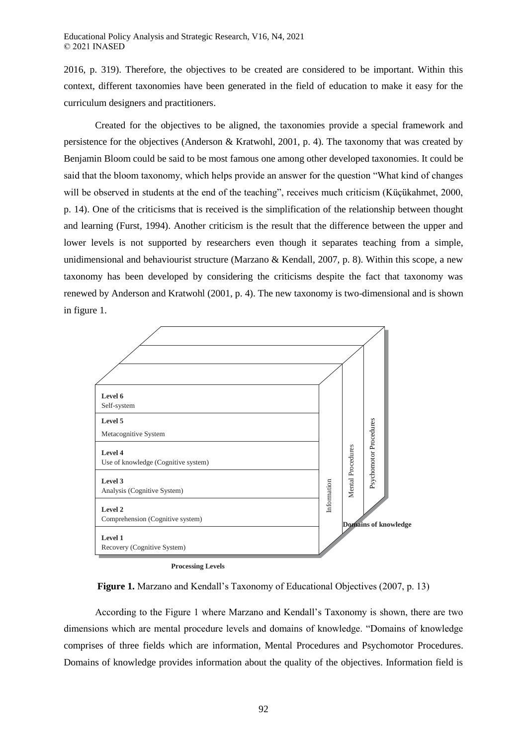2016, p. 319). Therefore, the objectives to be created are considered to be important. Within this context, different taxonomies have been generated in the field of education to make it easy for the curriculum designers and practitioners.

Created for the objectives to be aligned, the taxonomies provide a special framework and persistence for the objectives (Anderson & Kratwohl, 2001, p. 4). The taxonomy that was created by Benjamin Bloom could be said to be most famous one among other developed taxonomies. It could be said that the bloom taxonomy, which helps provide an answer for the question "What kind of changes will be observed in students at the end of the teaching", receives much criticism (Küçükahmet, 2000, p. 14). One of the criticisms that is received is the simplification of the relationship between thought and learning (Furst, 1994). Another criticism is the result that the difference between the upper and lower levels is not supported by researchers even though it separates teaching from a simple, unidimensional and behaviourist structure (Marzano & Kendall, 2007, p. 8). Within this scope, a new taxonomy has been developed by considering the criticisms despite the fact that taxonomy was renewed by Anderson and Kratwohl (2001, p. 4). The new taxonomy is two-dimensional and is shown in figure 1.

**Figure 1.** Marzano and Kendall's Taxonomy of Educational Objectives (2007, p. 13)

According to the Figure 1 where Marzano and Kendall's Taxonomy is shown, there are two dimensions which are mental procedure levels and domains of knowledge. "Domains of knowledge comprises of three fields which are information, Mental Procedures and Psychomotor Procedures. Domains of knowledge provides information about the quality of the objectives. Information field is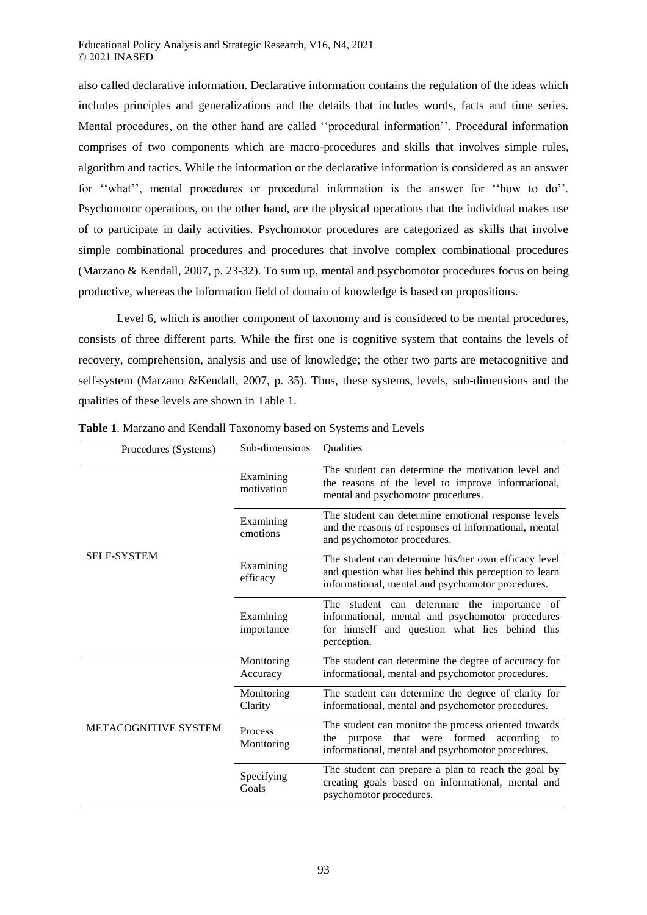also called declarative information. Declarative information contains the regulation of the ideas which includes principles and generalizations and the details that includes words, facts and time series. Mental procedures, on the other hand are called ''procedural information''. Procedural information comprises of two components which are macro-procedures and skills that involves simple rules, algorithm and tactics. While the information or the declarative information is considered as an answer for ''what'', mental procedures or procedural information is the answer for ''how to do''. Psychomotor operations, on the other hand, are the physical operations that the individual makes use of to participate in daily activities. Psychomotor procedures are categorized as skills that involve simple combinational procedures and procedures that involve complex combinational procedures (Marzano & Kendall, 2007, p. 23-32). To sum up, mental and psychomotor procedures focus on being productive, whereas the information field of domain of knowledge is based on propositions.

Level 6, which is another component of taxonomy and is considered to be mental procedures, consists of three different parts. While the first one is cognitive system that contains the levels of recovery, comprehension, analysis and use of knowledge; the other two parts are metacognitive and self-system (Marzano &Kendall, 2007, p. 35). Thus, these systems, levels, sub-dimensions and the qualities of these levels are shown in Table 1.

**Table 1**. Marzano and Kendall Taxonomy based on Systems and Levels

| Procedures (Systems) | Sub-dimensions | Qualities |
|---|---|---|
| SELF-SYSTEM | Examining motivation | The student can determine the motivation level and the reasons of the level to improve informational, mental and psychomotor procedures. |
| | Examining emotions | The student can determine emotional response levels and the reasons of responses of informational, mental and psychomotor procedures. |
| | Examining efficacy | The student can determine his/her own efficacy level and question what lies behind this perception to learn informational, mental and psychomotor procedures. |
| | Examining importance | The student can determine the importance of informational, mental and psychomotor procedures for himself and question what lies behind this perception. |
| METACOGNITIVE SYSTEM | Monitoring Accuracy | The student can determine the degree of accuracy for informational, mental and psychomotor procedures. |
| | Monitoring Clarity | The student can determine the degree of clarity for informational, mental and psychomotor procedures. |
| | Process Monitoring | The student can monitor the process oriented towards the purpose that were formed according to informational, mental and psychomotor procedures. |
| | Specifying Goals | The student can prepare a plan to reach the goal by creating goals based on informational, mental and psychomotor procedures. |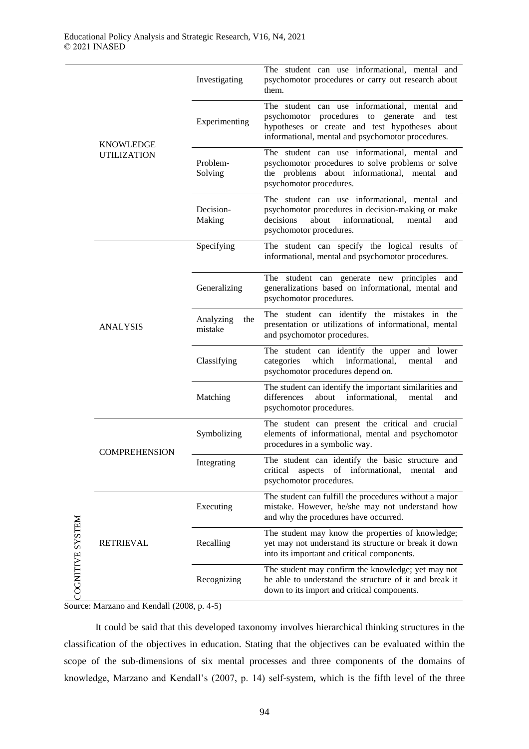| | | | |
|---|---|---|---|
| | KNOWLEDGE UTILIZATION | Investigating | The student can use informational, mental and psychomotor procedures or carry out research about them. |
| | | Experimenting | The student can use informational, mental and psychomotor procedures to generate and test hypotheses or create and test hypotheses about informational, mental and psychomotor procedures. |
| | | Problem-Solving | The student can use informational, mental and psychomotor procedures to solve problems or solve the problems about informational, mental and psychomotor procedures. |
| | | Decision-Making | The student can use informational, mental and psychomotor procedures in decision-making or make decisions about informational, mental and psychomotor procedures. |
| | ANALYSIS | Specifying | The student can specify the logical results of informational, mental and psychomotor procedures. |
| | | Generalizing | The student can generate new principles and generalizations based on informational, mental and psychomotor procedures. |
| | | Analyzing the mistake | The student can identify the mistakes in the presentation or utilizations of informational, mental and psychomotor procedures. |
| | | Classifying | The student can identify the upper and lower categories which informational, mental and psychomotor procedures depend on. |
| | | Matching | The student can identify the important similarities and differences about informational, mental and psychomotor procedures. |
| | COMPREHENSION | Symbolizing | The student can present the critical and crucial elements of informational, mental and psychomotor procedures in a symbolic way. |
| | | Integrating | The student can identify the basic structure and critical aspects of informational, mental and psychomotor procedures. |
| COGNITIVE SYSTEM | RETRIEVAL | Executing | The student can fulfill the procedures without a major mistake. However, he/she may not understand how and why the procedures have occurred. |
| | | Recalling | The student may know the properties of knowledge; yet may not understand its structure or break it down into its important and critical components. |
| | | Recognizing | The student may confirm the knowledge; yet may not be able to understand the structure of it and break it down to its import and critical components. |

Source: Marzano and Kendall (2008, p. 4-5)

It could be said that this developed taxonomy involves hierarchical thinking structures in the classification of the objectives in education. Stating that the objectives can be evaluated within the scope of the sub-dimensions of six mental processes and three components of the domains of knowledge, Marzano and Kendall's (2007, p. 14) self-system, which is the fifth level of the three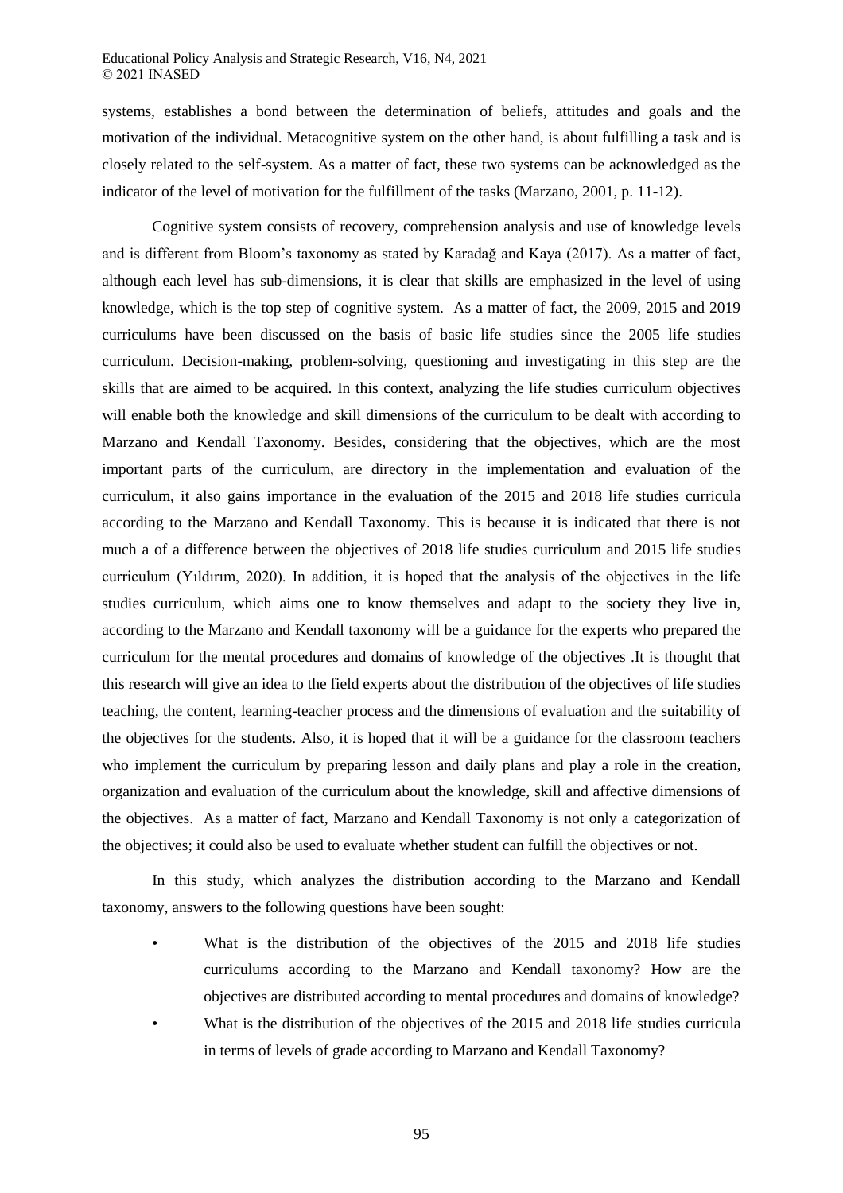systems, establishes a bond between the determination of beliefs, attitudes and goals and the motivation of the individual. Metacognitive system on the other hand, is about fulfilling a task and is closely related to the self-system. As a matter of fact, these two systems can be acknowledged as the indicator of the level of motivation for the fulfillment of the tasks (Marzano, 2001, p. 11-12).

Cognitive system consists of recovery, comprehension analysis and use of knowledge levels and is different from Bloom's taxonomy as stated by Karadağ and Kaya (2017). As a matter of fact, although each level has sub-dimensions, it is clear that skills are emphasized in the level of using knowledge, which is the top step of cognitive system. As a matter of fact, the 2009, 2015 and 2019 curriculums have been discussed on the basis of basic life studies since the 2005 life studies curriculum. Decision-making, problem-solving, questioning and investigating in this step are the skills that are aimed to be acquired. In this context, analyzing the life studies curriculum objectives will enable both the knowledge and skill dimensions of the curriculum to be dealt with according to Marzano and Kendall Taxonomy. Besides, considering that the objectives, which are the most important parts of the curriculum, are directory in the implementation and evaluation of the curriculum, it also gains importance in the evaluation of the 2015 and 2018 life studies curricula according to the Marzano and Kendall Taxonomy. This is because it is indicated that there is not much a of a difference between the objectives of 2018 life studies curriculum and 2015 life studies curriculum (Yıldırım, 2020). In addition, it is hoped that the analysis of the objectives in the life studies curriculum, which aims one to know themselves and adapt to the society they live in, according to the Marzano and Kendall taxonomy will be a guidance for the experts who prepared the curriculum for the mental procedures and domains of knowledge of the objectives .It is thought that this research will give an idea to the field experts about the distribution of the objectives of life studies teaching, the content, learning-teacher process and the dimensions of evaluation and the suitability of the objectives for the students. Also, it is hoped that it will be a guidance for the classroom teachers who implement the curriculum by preparing lesson and daily plans and play a role in the creation, organization and evaluation of the curriculum about the knowledge, skill and affective dimensions of the objectives. As a matter of fact, Marzano and Kendall Taxonomy is not only a categorization of the objectives; it could also be used to evaluate whether student can fulfill the objectives or not.

In this study, which analyzes the distribution according to the Marzano and Kendall taxonomy, answers to the following questions have been sought:

- What is the distribution of the objectives of the 2015 and 2018 life studies curriculums according to the Marzano and Kendall taxonomy? How are the objectives are distributed according to mental procedures and domains of knowledge?
- What is the distribution of the objectives of the 2015 and 2018 life studies curricula in terms of levels of grade according to Marzano and Kendall Taxonomy?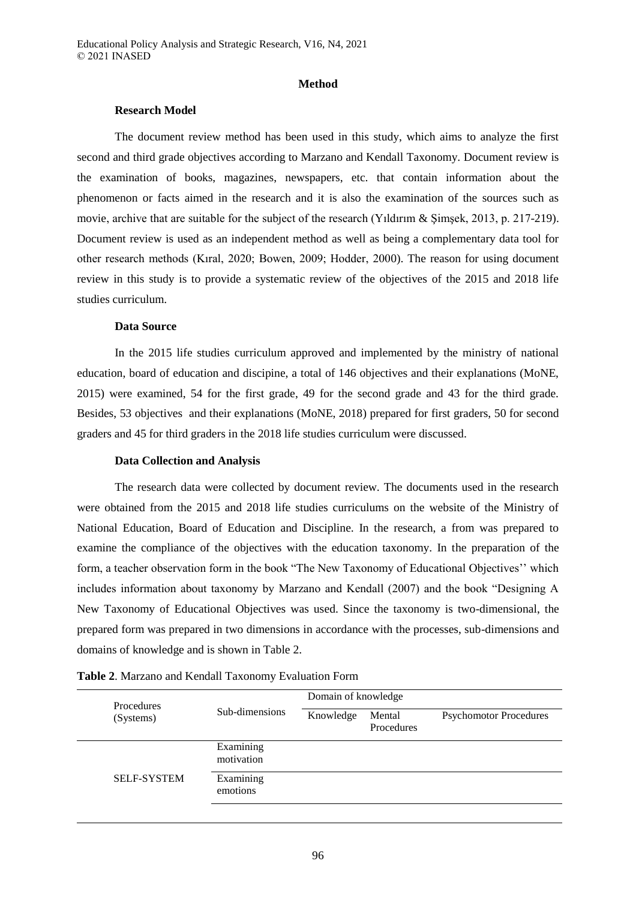## Method

### Research Model

The document review method has been used in this study, which aims to analyze the first second and third grade objectives according to Marzano and Kendall Taxonomy. Document review is the examination of books, magazines, newspapers, etc. that contain information about the phenomenon or facts aimed in the research and it is also the examination of the sources such as movie, archive that are suitable for the subject of the research (Yıldırım & Şimşek, 2013, p. 217-219). Document review is used as an independent method as well as being a complementary data tool for other research methods (Kıral, 2020; Bowen, 2009; Hodder, 2000). The reason for using document review in this study is to provide a systematic review of the objectives of the 2015 and 2018 life studies curriculum.

### Data Source

In the 2015 life studies curriculum approved and implemented by the ministry of national education, board of education and discipine, a total of 146 objectives and their explanations (MoNE, 2015) were examined, 54 for the first grade, 49 for the second grade and 43 for the third grade. Besides, 53 objectives and their explanations (MoNE, 2018) prepared for first graders, 50 for second graders and 45 for third graders in the 2018 life studies curriculum were discussed.

### Data Collection and Analysis

The research data were collected by document review. The documents used in the research were obtained from the 2015 and 2018 life studies curriculums on the website of the Ministry of National Education, Board of Education and Discipline. In the research, a from was prepared to examine the compliance of the objectives with the education taxonomy. In the preparation of the form, a teacher observation form in the book "The New Taxonomy of Educational Objectives'' which includes information about taxonomy by Marzano and Kendall (2007) and the book "Designing A New Taxonomy of Educational Objectives was used. Since the taxonomy is two-dimensional, the prepared form was prepared in two dimensions in accordance with the processes, sub-dimensions and domains of knowledge and is shown in Table 2.

**Table 2**. Marzano and Kendall Taxonomy Evaluation Form

| Procedures (Systems) | Sub-dimensions | Domain of knowledge | | |
|---|---|---|---|---|
| | | Knowledge | Mental Procedures | Psychomotor Procedures |
| SELF-SYSTEM | Examining motivation | | | |
| | Examining emotions | | | |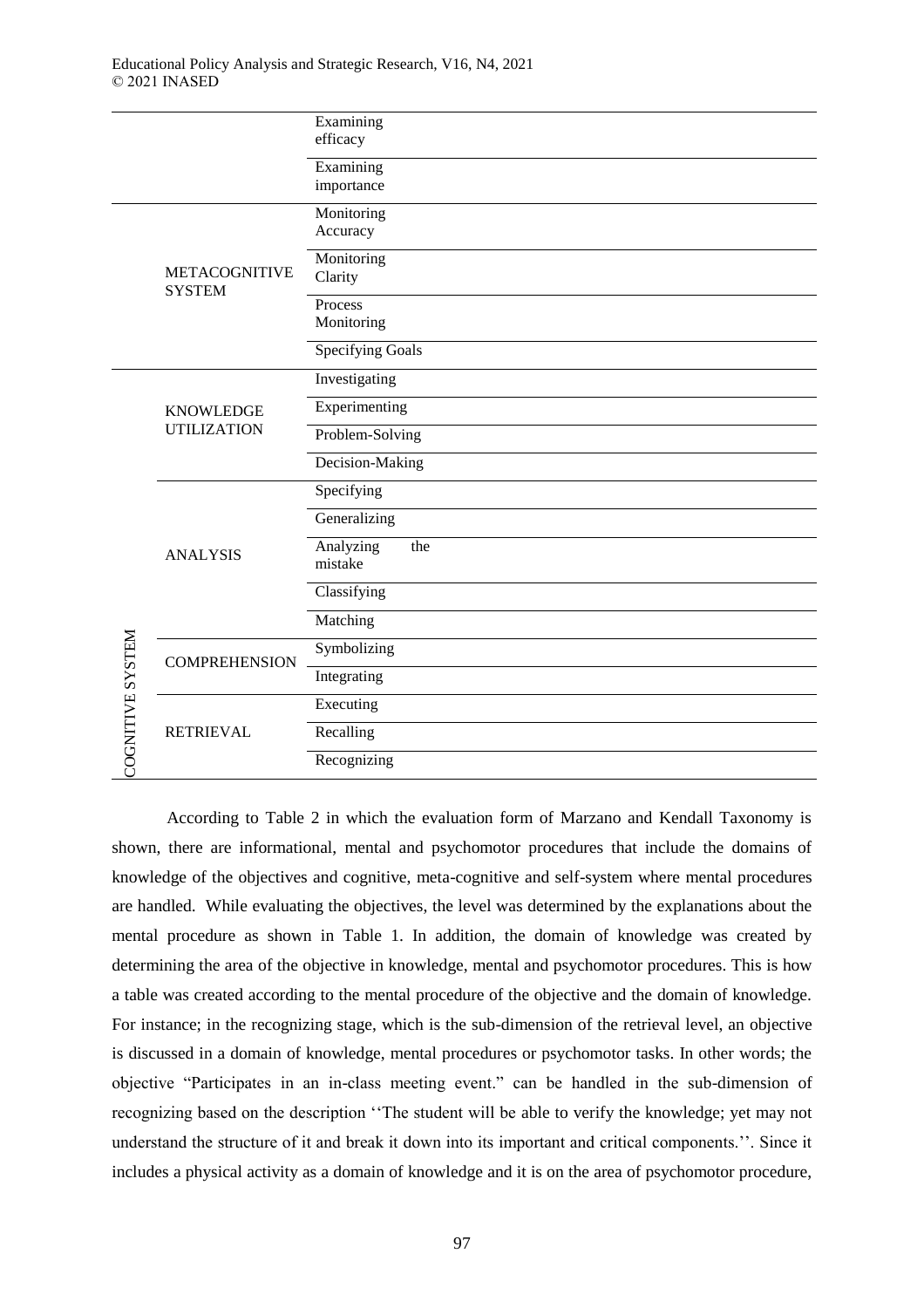| | | |
|---|---|---|
| | | Examining efficacy |
| | | Examining importance |
| | METACOGNITIVE SYSTEM | Monitoring Accuracy |
| | | Monitoring Clarity |
| | | Process Monitoring |
| | | Specifying Goals |
| COGNITIVE SYSTEM | KNOWLEDGE UTILIZATION | Investigating |
| | | Experimenting |
| | | Problem-Solving |
| | | Decision-Making |
| | ANALYSIS | Specifying |
| | | Generalizing |
| | | Analyzing the mistake |
| | | Classifying |
| | | Matching |
| | COMPREHENSION | Symbolizing |
| | | Integrating |
| | RETRIEVAL | Executing |
| | | Recalling |
| | | Recognizing |

According to Table 2 in which the evaluation form of Marzano and Kendall Taxonomy is shown, there are informational, mental and psychomotor procedures that include the domains of knowledge of the objectives and cognitive, meta-cognitive and self-system where mental procedures are handled. While evaluating the objectives, the level was determined by the explanations about the mental procedure as shown in Table 1. In addition, the domain of knowledge was created by determining the area of the objective in knowledge, mental and psychomotor procedures. This is how a table was created according to the mental procedure of the objective and the domain of knowledge. For instance; in the recognizing stage, which is the sub-dimension of the retrieval level, an objective is discussed in a domain of knowledge, mental procedures or psychomotor tasks. In other words; the objective "Participates in an in-class meeting event." can be handled in the sub-dimension of recognizing based on the description ''The student will be able to verify the knowledge; yet may not understand the structure of it and break it down into its important and critical components.''. Since it includes a physical activity as a domain of knowledge and it is on the area of psychomotor procedure,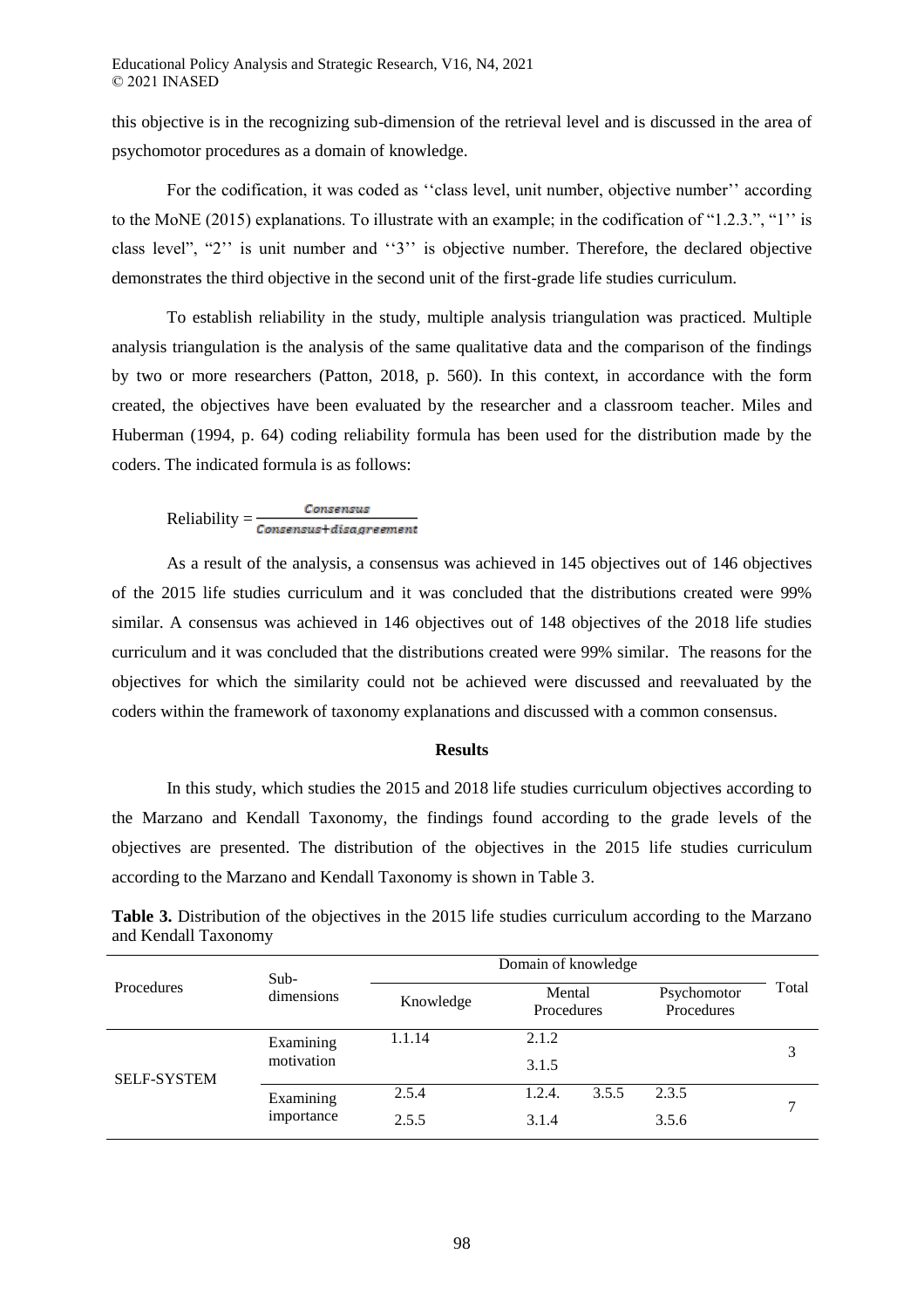this objective is in the recognizing sub-dimension of the retrieval level and is discussed in the area of psychomotor procedures as a domain of knowledge.

For the codification, it was coded as ''class level, unit number, objective number'' according to the MoNE (2015) explanations. To illustrate with an example; in the codification of "1.2.3.", "1'' is class level", "2'' is unit number and ''3'' is objective number. Therefore, the declared objective demonstrates the third objective in the second unit of the first-grade life studies curriculum.

To establish reliability in the study, multiple analysis triangulation was practiced. Multiple analysis triangulation is the analysis of the same qualitative data and the comparison of the findings by two or more researchers (Patton, 2018, p. 560). In this context, in accordance with the form created, the objectives have been evaluated by the researcher and a classroom teacher. Miles and Huberman (1994, p. 64) coding reliability formula has been used for the distribution made by the coders. The indicated formula is as follows:

$$\text{Reliability} = \frac{\text{Consensus}}{\text{Consensus} + \text{disagreement}}$$

As a result of the analysis, a consensus was achieved in 145 objectives out of 146 objectives of the 2015 life studies curriculum and it was concluded that the distributions created were 99% similar. A consensus was achieved in 146 objectives out of 148 objectives of the 2018 life studies curriculum and it was concluded that the distributions created were 99% similar. The reasons for the objectives for which the similarity could not be achieved were discussed and reevaluated by the coders within the framework of taxonomy explanations and discussed with a common consensus.

## Results

In this study, which studies the 2015 and 2018 life studies curriculum objectives according to the Marzano and Kendall Taxonomy, the findings found according to the grade levels of the objectives are presented. The distribution of the objectives in the 2015 life studies curriculum according to the Marzano and Kendall Taxonomy is shown in Table 3.

**Table 3.** Distribution of the objectives in the 2015 life studies curriculum according to the Marzano and Kendall Taxonomy

| Procedures | Sub-dimensions | Domain of knowledge | | | Total |
|---|---|---|---|---|---|
| | | Knowledge | Mental Procedures | Psychomotor Procedures | |
| SELF-SYSTEM | Examining motivation | 1.1.14 | 2.1.2<br>3.1.5 | | 3 |
| | Examining importance | 2.5.4<br>2.5.5 | 1.2.4. 3.5.5<br>3.1.4 | 2.3.5<br>3.5.6 | 7 |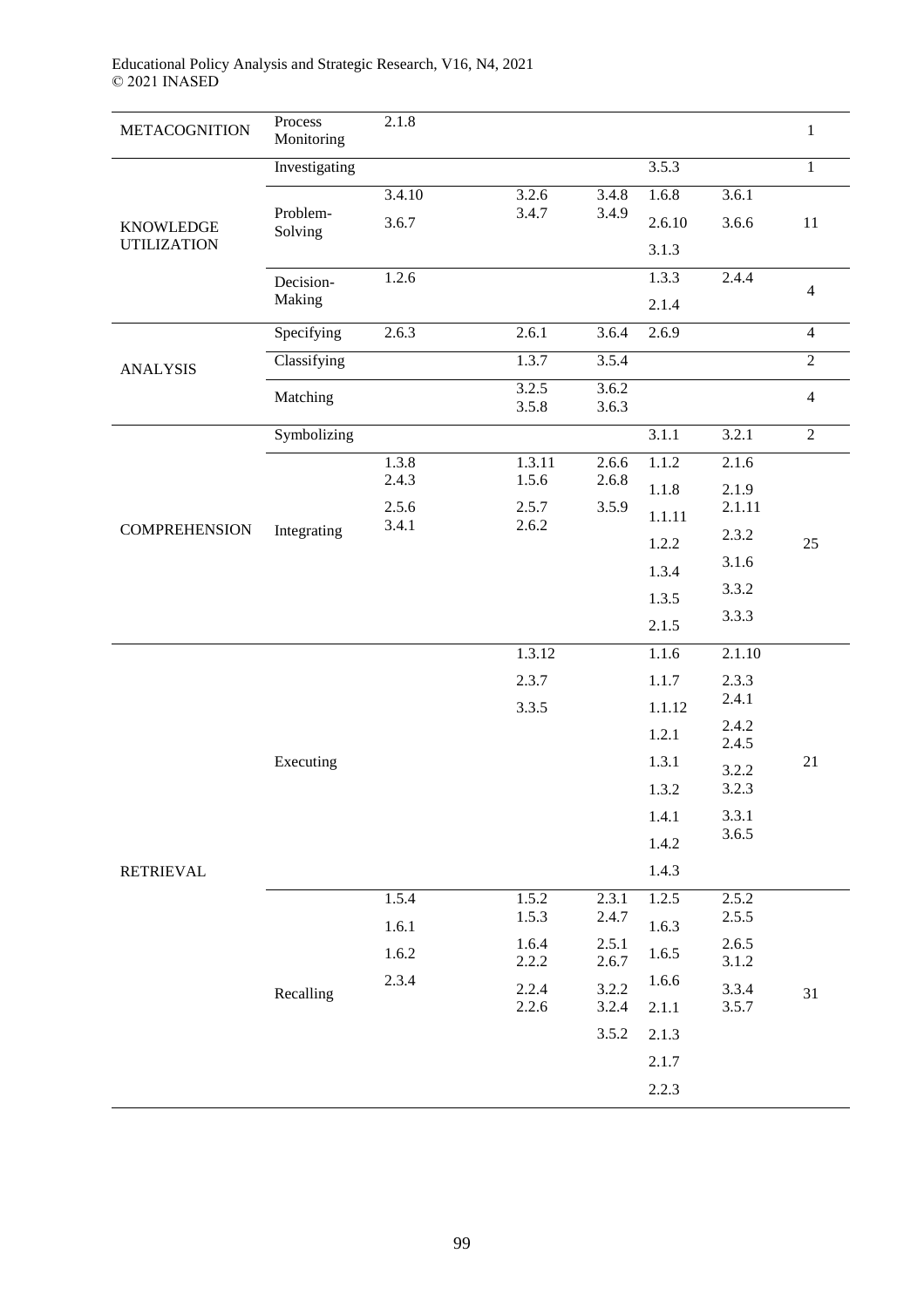| | | | | | | | |
|---|---|---|---|---|---|---|---|
| METACOGNITION | Process Monitoring | 2.1.8 | | | | | 1 |
| KNOWLEDGE UTILIZATION | Investigating | | | | 3.5.3 | | 1 |
| | Problem-Solving | 3.4.10 3.6.7 | 3.2.6 3.4.7 | 3.4.8 3.4.9 | 1.6.8 2.6.10 3.1.3 | 3.6.1 3.6.6 | 11 |
| | Decision-Making | 1.2.6 | | | 1.3.3 2.1.4 | 2.4.4 | 4 |
| ANALYSIS | Specifying | 2.6.3 | 2.6.1 | 3.6.4 | 2.6.9 | | 4 |
| | Classifying | | 1.3.7 | 3.5.4 | | | 2 |
| | Matching | | 3.2.5 3.5.8 | 3.6.2 3.6.3 | | | 4 |
| COMPREHENSION | Symbolizing | | | | 3.1.1 | 3.2.1 | 2 |
| | Integrating | 1.3.8 2.4.3 2.5.6 3.4.1 | 1.3.11 1.5.6 2.5.7 2.6.2 | 2.6.6 2.6.8 3.5.9 | 1.1.2 1.1.8 1.1.11 1.2.2 1.3.4 1.3.5 2.1.5 | 2.1.6 2.1.9 2.1.11 2.3.2 3.1.6 3.3.2 3.3.3 | 25 |
| RETRIEVAL | Executing | | 1.3.12 2.3.7 3.3.5 | | 1.1.6 1.1.7 1.1.12 1.2.1 1.3.1 1.3.2 1.4.1 1.4.2 1.4.3 | 2.1.10 2.3.3 2.4.1 2.4.2 2.4.5 3.2.2 3.2.3 3.3.1 3.6.5 | 21 |
| | Recalling | 1.5.4 1.6.1 1.6.2 2.3.4 | 1.5.2 1.5.3 1.6.4 2.2.2 2.2.4 2.2.6 | 2.3.1 2.4.7 2.5.1 2.6.7 3.2.2 3.2.4 3.5.2 | 1.2.5 1.6.3 1.6.5 1.6.6 2.1.1 2.1.3 2.1.7 2.2.3 | 2.5.2 2.5.5 2.6.5 3.1.2 3.3.4 3.5.7 | 31 |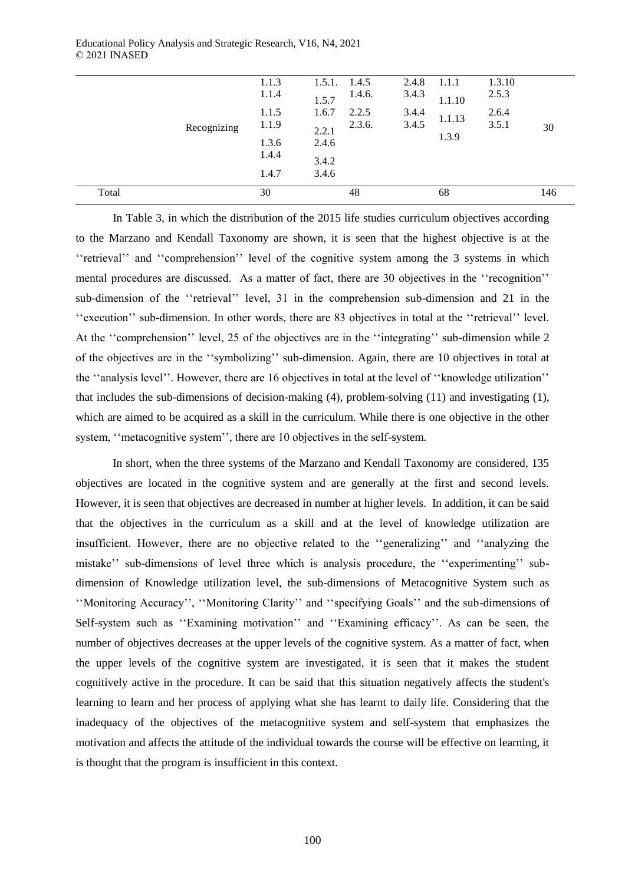|  |  |  |  |  |  |  |  |
|---|---|---|---|---|---|---|---|
| Recognizing | 1.1.3<br>1.1.4<br>1.1.5<br>1.1.9<br>1.3.6<br>1.4.4<br>1.4.7 | 1.5.1.<br>1.5.7<br>1.6.7<br>2.2.1<br>2.4.6<br>3.4.2<br>3.4.6 | 1.4.5<br>1.4.6.<br>2.2.5<br>2.3.6. | 2.4.8<br>3.4.3<br>3.4.4<br>3.4.5 | 1.1.1<br>1.1.10<br>1.1.13<br>1.3.9 | 1.3.10<br>2.5.3<br>2.6.4<br>3.5.1 | 30 |
| Total | 30 | | 48 | | 68 | | 146 |

In Table 3, in which the distribution of the 2015 life studies curriculum objectives according to the Marzano and Kendall Taxonomy are shown, it is seen that the highest objective is at the ''retrieval'' and ''comprehension'' level of the cognitive system among the 3 systems in which mental procedures are discussed. As a matter of fact, there are 30 objectives in the ''recognition'' sub-dimension of the ''retrieval'' level, 31 in the comprehension sub-dimension and 21 in the ''execution'' sub-dimension. In other words, there are 83 objectives in total at the ''retrieval'' level. At the ''comprehension'' level, 25 of the objectives are in the ''integrating'' sub-dimension while 2 of the objectives are in the ''symbolizing'' sub-dimension. Again, there are 10 objectives in total at the ''analysis level''. However, there are 16 objectives in total at the level of ''knowledge utilization'' that includes the sub-dimensions of decision-making (4), problem-solving (11) and investigating (1), which are aimed to be acquired as a skill in the curriculum. While there is one objective in the other system, ''metacognitive system'', there are 10 objectives in the self-system.

In short, when the three systems of the Marzano and Kendall Taxonomy are considered, 135 objectives are located in the cognitive system and are generally at the first and second levels. However, it is seen that objectives are decreased in number at higher levels. In addition, it can be said that the objectives in the curriculum as a skill and at the level of knowledge utilization are insufficient. However, there are no objective related to the ''generalizing'' and ''analyzing the mistake'' sub-dimensions of level three which is analysis procedure, the ''experimenting'' sub-dimension of Knowledge utilization level, the sub-dimensions of Metacognitive System such as ''Monitoring Accuracy'', ''Monitoring Clarity'' and ''specifying Goals'' and the sub-dimensions of Self-system such as ''Examining motivation'' and ''Examining efficacy''. As can be seen, the number of objectives decreases at the upper levels of the cognitive system. As a matter of fact, when the upper levels of the cognitive system are investigated, it is seen that it makes the student cognitively active in the procedure. It can be said that this situation negatively affects the student's learning to learn and her process of applying what she has learnt to daily life. Considering that the inadequacy of the objectives of the metacognitive system and self-system that emphasizes the motivation and affects the attitude of the individual towards the course will be effective on learning, it is thought that the program is insufficient in this context.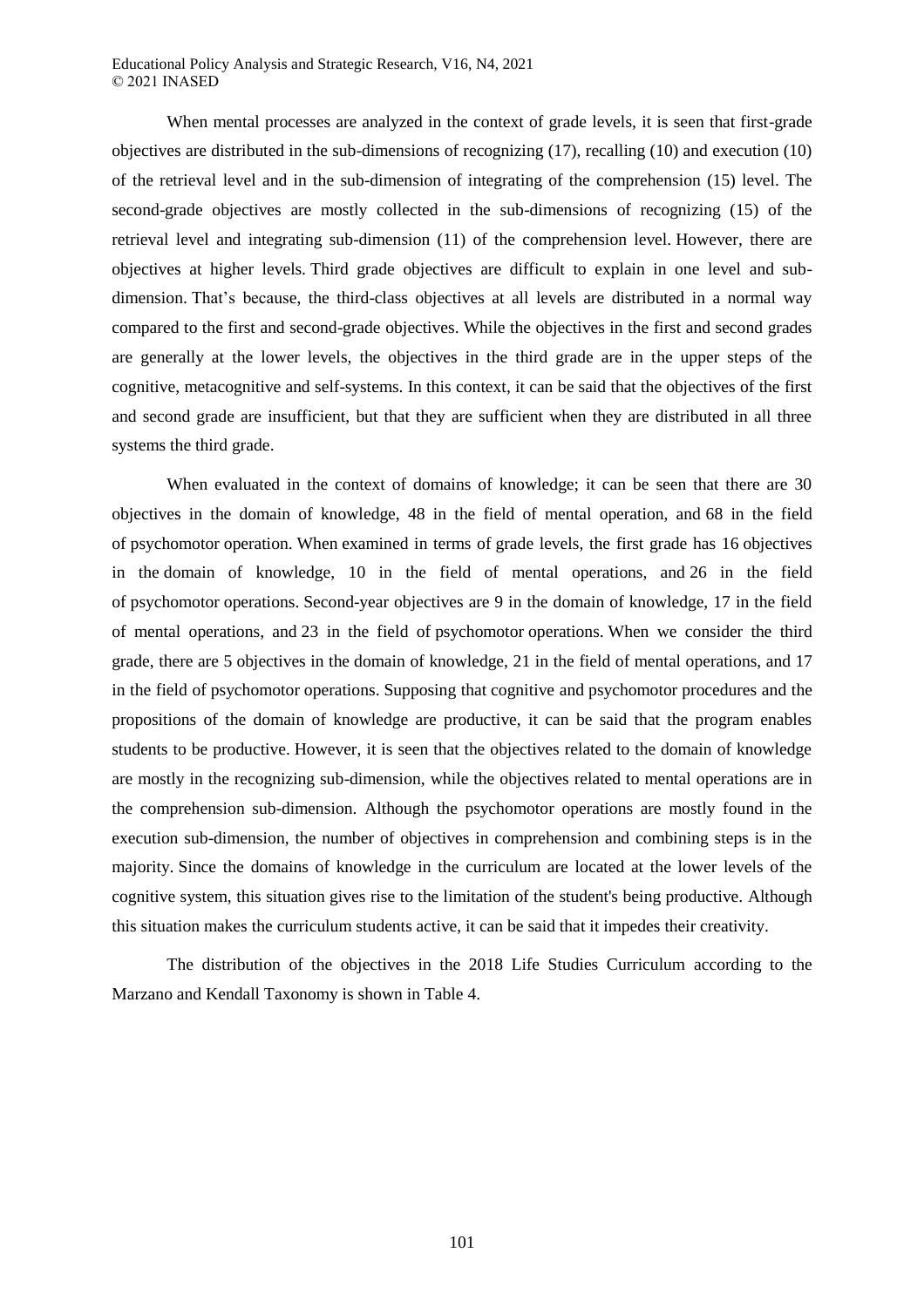When mental processes are analyzed in the context of grade levels, it is seen that first-grade objectives are distributed in the sub-dimensions of recognizing (17), recalling (10) and execution (10) of the retrieval level and in the sub-dimension of integrating of the comprehension (15) level. The second-grade objectives are mostly collected in the sub-dimensions of recognizing (15) of the retrieval level and integrating sub-dimension (11) of the comprehension level. However, there are objectives at higher levels. Third grade objectives are difficult to explain in one level and sub-dimension. That's because, the third-class objectives at all levels are distributed in a normal way compared to the first and second-grade objectives. While the objectives in the first and second grades are generally at the lower levels, the objectives in the third grade are in the upper steps of the cognitive, metacognitive and self-systems. In this context, it can be said that the objectives of the first and second grade are insufficient, but that they are sufficient when they are distributed in all three systems the third grade.

When evaluated in the context of domains of knowledge; it can be seen that there are 30 objectives in the domain of knowledge, 48 in the field of mental operation, and 68 in the field of psychomotor operation. When examined in terms of grade levels, the first grade has 16 objectives in the domain of knowledge, 10 in the field of mental operations, and 26 in the field of psychomotor operations. Second-year objectives are 9 in the domain of knowledge, 17 in the field of mental operations, and 23 in the field of psychomotor operations. When we consider the third grade, there are 5 objectives in the domain of knowledge, 21 in the field of mental operations, and 17 in the field of psychomotor operations. Supposing that cognitive and psychomotor procedures and the propositions of the domain of knowledge are productive, it can be said that the program enables students to be productive. However, it is seen that the objectives related to the domain of knowledge are mostly in the recognizing sub-dimension, while the objectives related to mental operations are in the comprehension sub-dimension. Although the psychomotor operations are mostly found in the execution sub-dimension, the number of objectives in comprehension and combining steps is in the majority. Since the domains of knowledge in the curriculum are located at the lower levels of the cognitive system, this situation gives rise to the limitation of the student's being productive. Although this situation makes the curriculum students active, it can be said that it impedes their creativity.

The distribution of the objectives in the 2018 Life Studies Curriculum according to the Marzano and Kendall Taxonomy is shown in Table 4.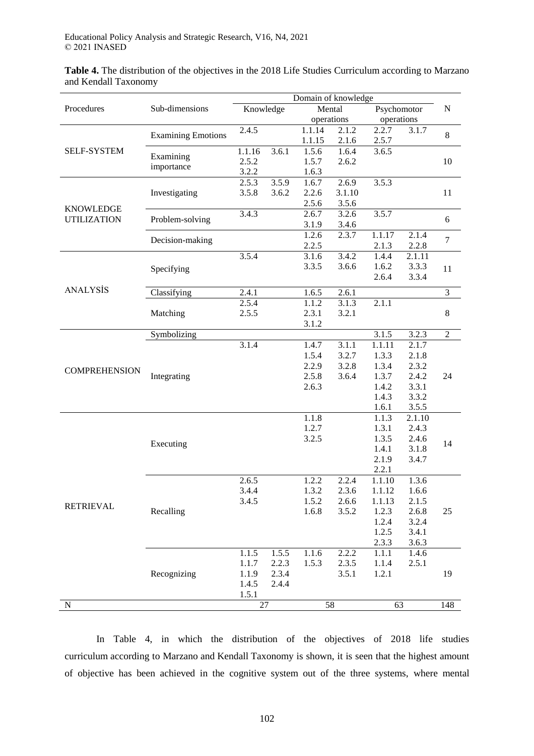**Table 4.** The distribution of the objectives in the 2018 Life Studies Curriculum according to Marzano and Kendall Taxonomy

| Procedures | Sub-dimensions | Domain of knowledge | | | N |
|---|---|---|---|---|---|
| | | Knowledge | Mental operations | Psychomotor operations | |
| SELF-SYSTEM | Examining Emotions | 2.4.5 | 1.1.14 2.1.2 1.1.15 2.1.6 | 2.2.7 3.1.7 2.5.7 | 8 |
| | Examining importance | 1.1.16 3.6.1 2.5.2 3.2.2 | 1.5.6 1.6.4 1.5.7 2.6.2 1.6.3 | 3.6.5 | 10 |
| KNOWLEDGE UTILIZATION | Investigating | 2.5.3 3.5.9 3.5.8 3.6.2 | 1.6.7 2.6.9 2.2.6 3.1.10 2.5.6 3.5.6 | 3.5.3 | 11 |
| | Problem-solving | 3.4.3 | 2.6.7 3.2.6 3.1.9 3.4.6 | 3.5.7 | 6 |
| | Decision-making | | 1.2.6 2.3.7 2.2.5 | 1.1.17 2.1.4 2.1.3 2.2.8 | 7 |
| ANALYSİS | Specifying | 3.5.4 | 3.1.6 3.4.2 3.3.5 3.6.6 | 1.4.4 2.1.11 1.6.2 3.3.3 2.6.4 3.3.4 | 11 |
| | Classifying | 2.4.1 | 1.6.5 2.6.1 | | 3 |
| | Matching | 2.5.4 2.5.5 | 1.1.2 3.1.3 2.3.1 3.2.1 3.1.2 | 2.1.1 | 8 |
| COMPREHENSION | Symbolizing | | | 3.1.5 3.2.3 | 2 |
| | Integrating | 3.1.4 | 1.4.7 3.1.1 1.5.4 3.2.7 2.2.9 3.2.8 2.5.8 3.6.4 2.6.3 | 1.1.11 2.1.7 1.3.3 2.1.8 1.3.4 2.3.2 1.3.7 2.4.2 1.4.2 3.3.1 1.4.3 3.3.2 1.6.1 3.5.5 | 24 |
| RETRIEVAL | Executing | | 1.1.8 1.2.7 3.2.5 | 1.1.3 2.1.10 1.3.1 2.4.3 1.3.5 2.4.6 1.4.1 3.1.8 2.1.9 3.4.7 2.2.1 | 14 |
| | Recalling | 2.6.5 3.4.4 3.4.5 | 1.2.2 2.2.4 1.3.2 2.3.6 1.5.2 2.6.6 1.6.8 3.5.2 | 1.1.10 1.3.6 1.1.12 1.6.6 1.1.13 2.1.5 1.2.3 2.6.8 1.2.4 3.2.4 1.2.5 3.4.1 2.3.3 3.6.3 | 25 |
| | Recognizing | 1.1.5 1.5.5 1.1.7 2.2.3 1.1.9 2.3.4 1.4.5 2.4.4 1.5.1 | 1.1.6 2.2.2 1.5.3 2.3.5 3.5.1 | 1.1.1 1.4.6 1.1.4 2.5.1 1.2.1 | 19 |
| N | | 27 | 58 | 63 | 148 |

In Table 4, in which the distribution of the objectives of 2018 life studies curriculum according to Marzano and Kendall Taxonomy is shown, it is seen that the highest amount of objective has been achieved in the cognitive system out of the three systems, where mental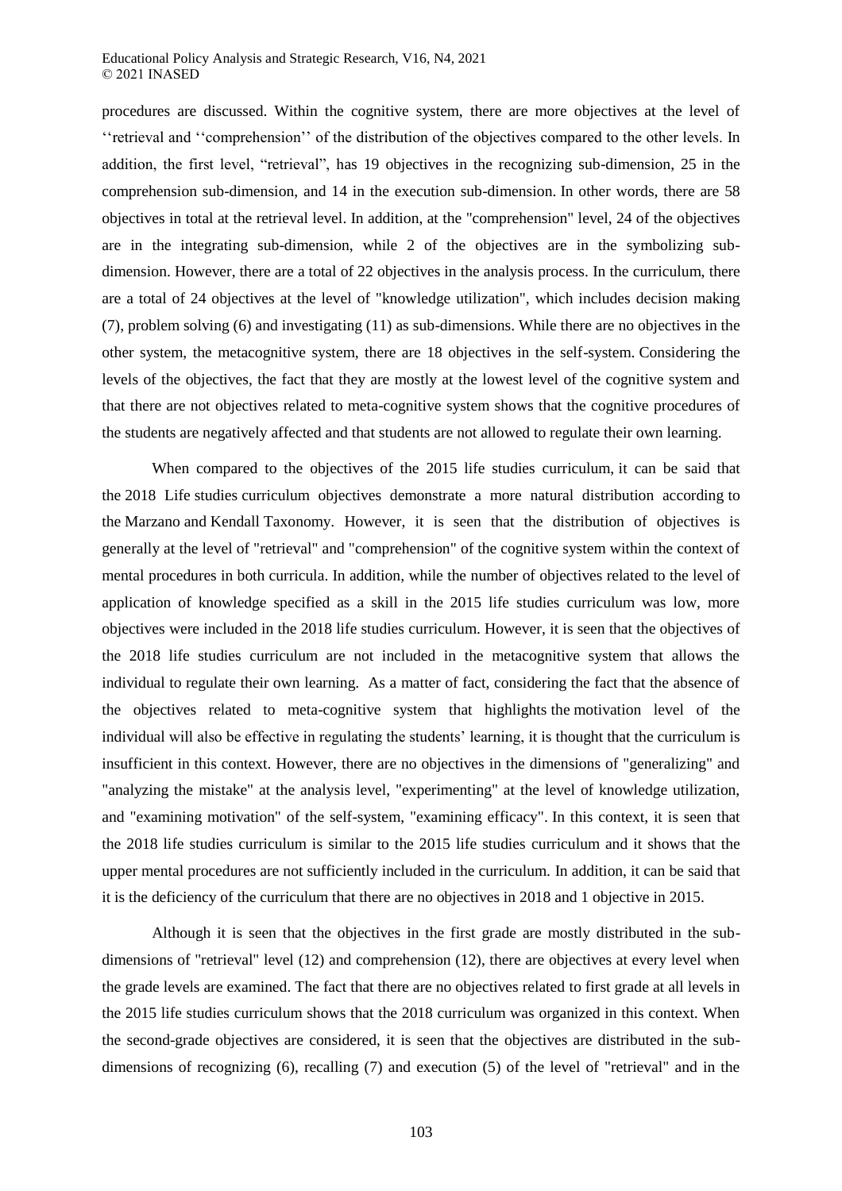procedures are discussed. Within the cognitive system, there are more objectives at the level of ''retrieval and ''comprehension'' of the distribution of the objectives compared to the other levels. In addition, the first level, "retrieval", has 19 objectives in the recognizing sub-dimension, 25 in the comprehension sub-dimension, and 14 in the execution sub-dimension. In other words, there are 58 objectives in total at the retrieval level. In addition, at the "comprehension" level, 24 of the objectives are in the integrating sub-dimension, while 2 of the objectives are in the symbolizing sub-dimension. However, there are a total of 22 objectives in the analysis process. In the curriculum, there are a total of 24 objectives at the level of "knowledge utilization", which includes decision making (7), problem solving (6) and investigating (11) as sub-dimensions. While there are no objectives in the other system, the metacognitive system, there are 18 objectives in the self-system. Considering the levels of the objectives, the fact that they are mostly at the lowest level of the cognitive system and that there are not objectives related to meta-cognitive system shows that the cognitive procedures of the students are negatively affected and that students are not allowed to regulate their own learning.

When compared to the objectives of the 2015 life studies curriculum, it can be said that the 2018 Life studies curriculum objectives demonstrate a more natural distribution according to the Marzano and Kendall Taxonomy. However, it is seen that the distribution of objectives is generally at the level of "retrieval" and "comprehension" of the cognitive system within the context of mental procedures in both curricula. In addition, while the number of objectives related to the level of application of knowledge specified as a skill in the 2015 life studies curriculum was low, more objectives were included in the 2018 life studies curriculum. However, it is seen that the objectives of the 2018 life studies curriculum are not included in the metacognitive system that allows the individual to regulate their own learning. As a matter of fact, considering the fact that the absence of the objectives related to meta-cognitive system that highlights the motivation level of the individual will also be effective in regulating the students' learning, it is thought that the curriculum is insufficient in this context. However, there are no objectives in the dimensions of "generalizing" and "analyzing the mistake" at the analysis level, "experimenting" at the level of knowledge utilization, and "examining motivation" of the self-system, "examining efficacy". In this context, it is seen that the 2018 life studies curriculum is similar to the 2015 life studies curriculum and it shows that the upper mental procedures are not sufficiently included in the curriculum. In addition, it can be said that it is the deficiency of the curriculum that there are no objectives in 2018 and 1 objective in 2015.

Although it is seen that the objectives in the first grade are mostly distributed in the sub-dimensions of "retrieval" level (12) and comprehension (12), there are objectives at every level when the grade levels are examined. The fact that there are no objectives related to first grade at all levels in the 2015 life studies curriculum shows that the 2018 curriculum was organized in this context. When the second-grade objectives are considered, it is seen that the objectives are distributed in the sub-dimensions of recognizing (6), recalling (7) and execution (5) of the level of "retrieval" and in the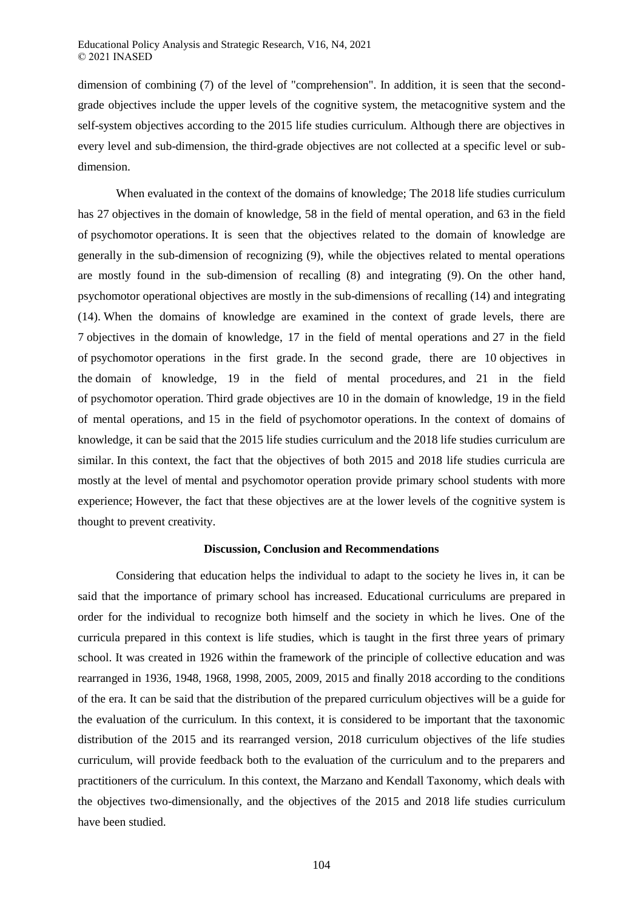dimension of combining (7) of the level of "comprehension". In addition, it is seen that the second-grade objectives include the upper levels of the cognitive system, the metacognitive system and the self-system objectives according to the 2015 life studies curriculum. Although there are objectives in every level and sub-dimension, the third-grade objectives are not collected at a specific level or sub-dimension.

When evaluated in the context of the domains of knowledge; The 2018 life studies curriculum has 27 objectives in the domain of knowledge, 58 in the field of mental operation, and 63 in the field of psychomotor operations. It is seen that the objectives related to the domain of knowledge are generally in the sub-dimension of recognizing (9), while the objectives related to mental operations are mostly found in the sub-dimension of recalling (8) and integrating (9). On the other hand, psychomotor operational objectives are mostly in the sub-dimensions of recalling (14) and integrating (14). When the domains of knowledge are examined in the context of grade levels, there are 7 objectives in the domain of knowledge, 17 in the field of mental operations and 27 in the field of psychomotor operations in the first grade. In the second grade, there are 10 objectives in the domain of knowledge, 19 in the field of mental procedures, and 21 in the field of psychomotor operation. Third grade objectives are 10 in the domain of knowledge, 19 in the field of mental operations, and 15 in the field of psychomotor operations. In the context of domains of knowledge, it can be said that the 2015 life studies curriculum and the 2018 life studies curriculum are similar. In this context, the fact that the objectives of both 2015 and 2018 life studies curricula are mostly at the level of mental and psychomotor operation provide primary school students with more experience; However, the fact that these objectives are at the lower levels of the cognitive system is thought to prevent creativity.

## Discussion, Conclusion and Recommendations

Considering that education helps the individual to adapt to the society he lives in, it can be said that the importance of primary school has increased. Educational curriculums are prepared in order for the individual to recognize both himself and the society in which he lives. One of the curricula prepared in this context is life studies, which is taught in the first three years of primary school. It was created in 1926 within the framework of the principle of collective education and was rearranged in 1936, 1948, 1968, 1998, 2005, 2009, 2015 and finally 2018 according to the conditions of the era. It can be said that the distribution of the prepared curriculum objectives will be a guide for the evaluation of the curriculum. In this context, it is considered to be important that the taxonomic distribution of the 2015 and its rearranged version, 2018 curriculum objectives of the life studies curriculum, will provide feedback both to the evaluation of the curriculum and to the preparers and practitioners of the curriculum. In this context, the Marzano and Kendall Taxonomy, which deals with the objectives two-dimensionally, and the objectives of the 2015 and 2018 life studies curriculum have been studied.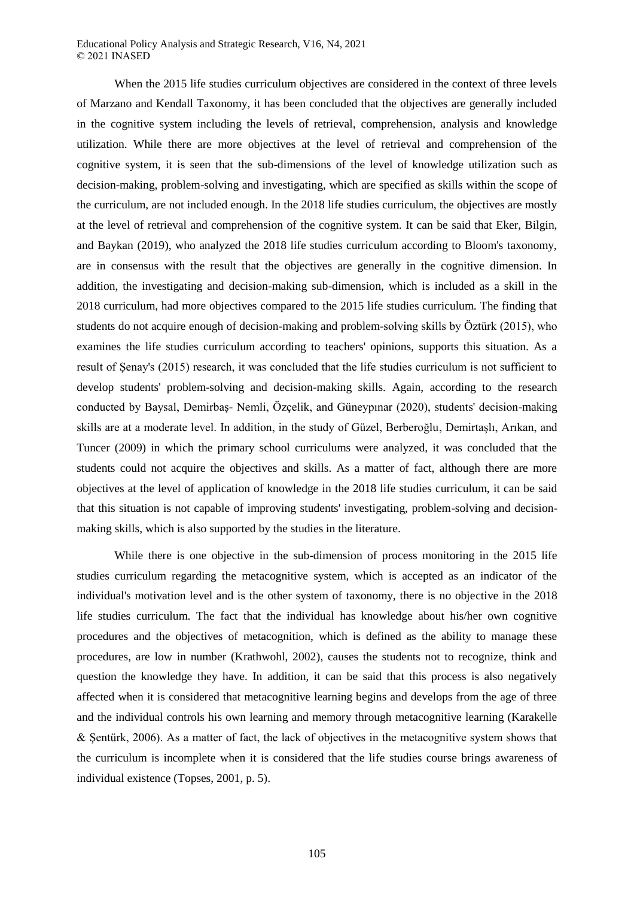When the 2015 life studies curriculum objectives are considered in the context of three levels of Marzano and Kendall Taxonomy, it has been concluded that the objectives are generally included in the cognitive system including the levels of retrieval, comprehension, analysis and knowledge utilization. While there are more objectives at the level of retrieval and comprehension of the cognitive system, it is seen that the sub-dimensions of the level of knowledge utilization such as decision-making, problem-solving and investigating, which are specified as skills within the scope of the curriculum, are not included enough. In the 2018 life studies curriculum, the objectives are mostly at the level of retrieval and comprehension of the cognitive system. It can be said that Eker, Bilgin, and Baykan (2019), who analyzed the 2018 life studies curriculum according to Bloom's taxonomy, are in consensus with the result that the objectives are generally in the cognitive dimension. In addition, the investigating and decision-making sub-dimension, which is included as a skill in the 2018 curriculum, had more objectives compared to the 2015 life studies curriculum. The finding that students do not acquire enough of decision-making and problem-solving skills by Öztürk (2015), who examines the life studies curriculum according to teachers' opinions, supports this situation. As a result of Şenay's (2015) research, it was concluded that the life studies curriculum is not sufficient to develop students' problem-solving and decision-making skills. Again, according to the research conducted by Baysal, Demirbaş- Nemli, Özçelik, and Güneypınar (2020), students' decision-making skills are at a moderate level. In addition, in the study of Güzel, Berberoğlu, Demirtaşlı, Arıkan, and Tuncer (2009) in which the primary school curriculums were analyzed, it was concluded that the students could not acquire the objectives and skills. As a matter of fact, although there are more objectives at the level of application of knowledge in the 2018 life studies curriculum, it can be said that this situation is not capable of improving students' investigating, problem-solving and decision-making skills, which is also supported by the studies in the literature.

While there is one objective in the sub-dimension of process monitoring in the 2015 life studies curriculum regarding the metacognitive system, which is accepted as an indicator of the individual's motivation level and is the other system of taxonomy, there is no objective in the 2018 life studies curriculum. The fact that the individual has knowledge about his/her own cognitive procedures and the objectives of metacognition, which is defined as the ability to manage these procedures, are low in number (Krathwohl, 2002), causes the students not to recognize, think and question the knowledge they have. In addition, it can be said that this process is also negatively affected when it is considered that metacognitive learning begins and develops from the age of three and the individual controls his own learning and memory through metacognitive learning (Karakelle & Şentürk, 2006). As a matter of fact, the lack of objectives in the metacognitive system shows that the curriculum is incomplete when it is considered that the life studies course brings awareness of individual existence (Topses, 2001, p. 5).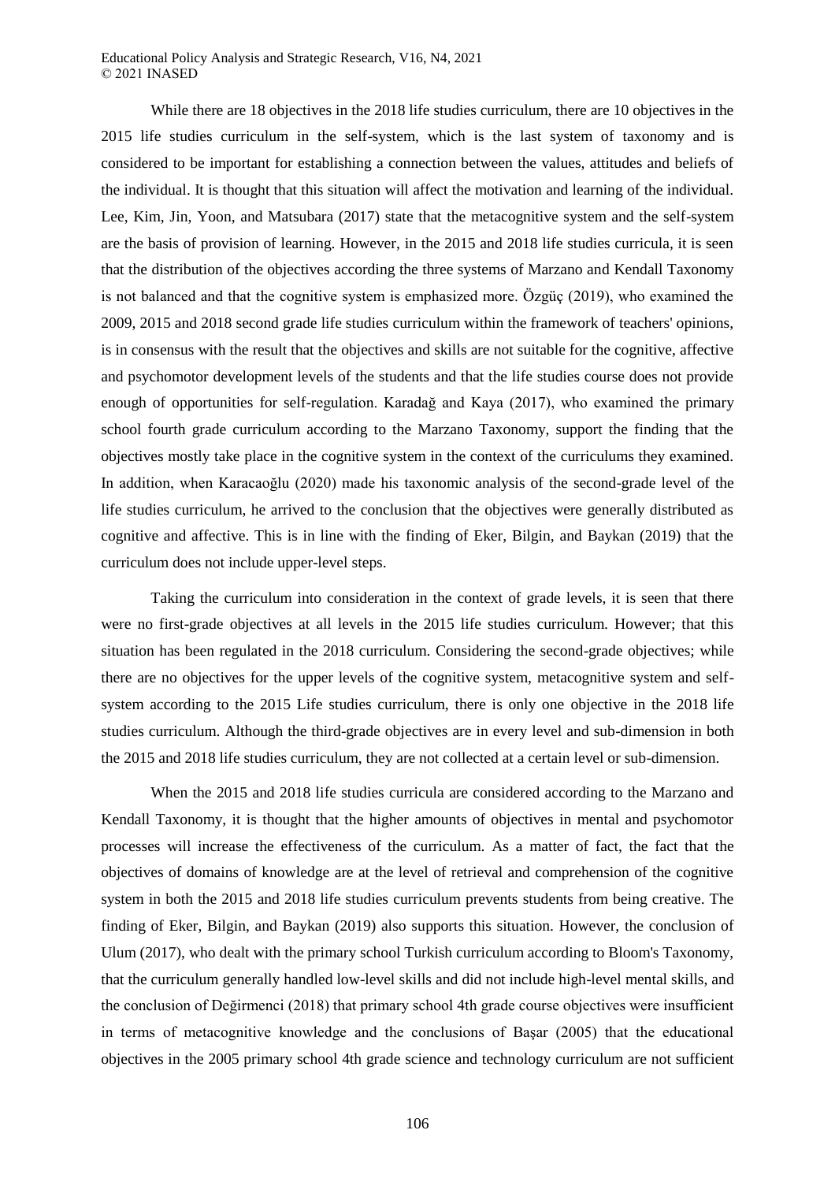While there are 18 objectives in the 2018 life studies curriculum, there are 10 objectives in the 2015 life studies curriculum in the self-system, which is the last system of taxonomy and is considered to be important for establishing a connection between the values, attitudes and beliefs of the individual. It is thought that this situation will affect the motivation and learning of the individual. Lee, Kim, Jin, Yoon, and Matsubara (2017) state that the metacognitive system and the self-system are the basis of provision of learning. However, in the 2015 and 2018 life studies curricula, it is seen that the distribution of the objectives according the three systems of Marzano and Kendall Taxonomy is not balanced and that the cognitive system is emphasized more. Özgüç (2019), who examined the 2009, 2015 and 2018 second grade life studies curriculum within the framework of teachers' opinions, is in consensus with the result that the objectives and skills are not suitable for the cognitive, affective and psychomotor development levels of the students and that the life studies course does not provide enough of opportunities for self-regulation. Karadağ and Kaya (2017), who examined the primary school fourth grade curriculum according to the Marzano Taxonomy, support the finding that the objectives mostly take place in the cognitive system in the context of the curriculums they examined. In addition, when Karacaoğlu (2020) made his taxonomic analysis of the second-grade level of the life studies curriculum, he arrived to the conclusion that the objectives were generally distributed as cognitive and affective. This is in line with the finding of Eker, Bilgin, and Baykan (2019) that the curriculum does not include upper-level steps.

Taking the curriculum into consideration in the context of grade levels, it is seen that there were no first-grade objectives at all levels in the 2015 life studies curriculum. However; that this situation has been regulated in the 2018 curriculum. Considering the second-grade objectives; while there are no objectives for the upper levels of the cognitive system, metacognitive system and self-system according to the 2015 Life studies curriculum, there is only one objective in the 2018 life studies curriculum. Although the third-grade objectives are in every level and sub-dimension in both the 2015 and 2018 life studies curriculum, they are not collected at a certain level or sub-dimension.

When the 2015 and 2018 life studies curricula are considered according to the Marzano and Kendall Taxonomy, it is thought that the higher amounts of objectives in mental and psychomotor processes will increase the effectiveness of the curriculum. As a matter of fact, the fact that the objectives of domains of knowledge are at the level of retrieval and comprehension of the cognitive system in both the 2015 and 2018 life studies curriculum prevents students from being creative. The finding of Eker, Bilgin, and Baykan (2019) also supports this situation. However, the conclusion of Ulum (2017), who dealt with the primary school Turkish curriculum according to Bloom's Taxonomy, that the curriculum generally handled low-level skills and did not include high-level mental skills, and the conclusion of Değirmenci (2018) that primary school 4th grade course objectives were insufficient in terms of metacognitive knowledge and the conclusions of Başar (2005) that the educational objectives in the 2005 primary school 4th grade science and technology curriculum are not sufficient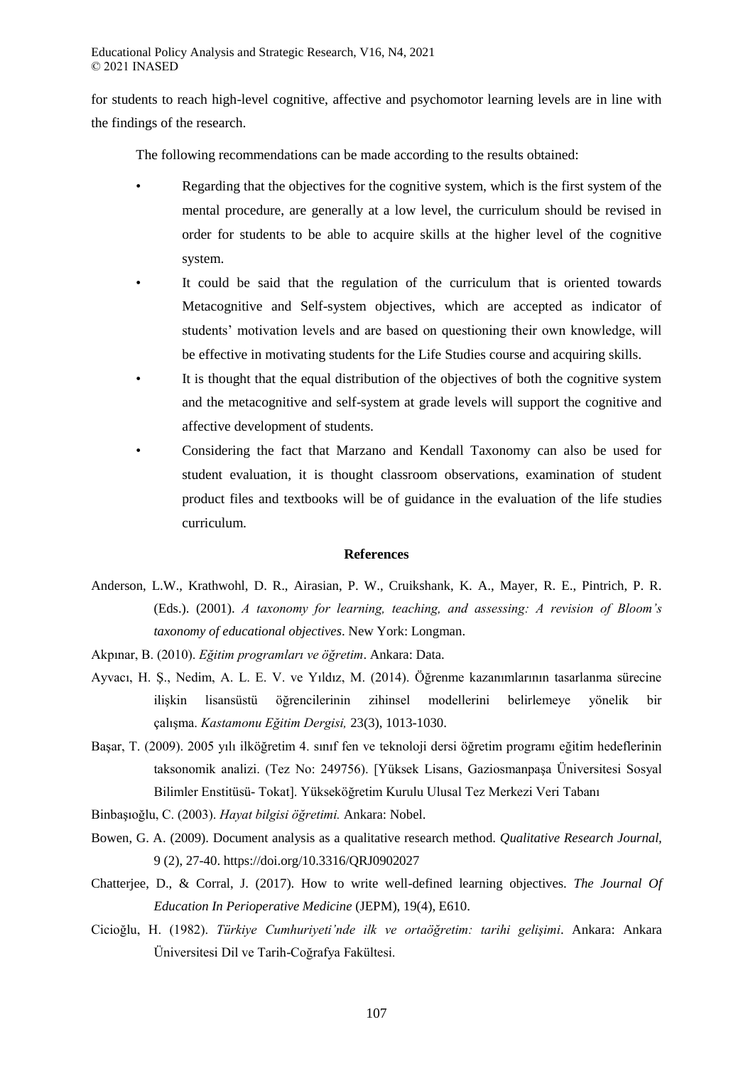for students to reach high-level cognitive, affective and psychomotor learning levels are in line with the findings of the research.

The following recommendations can be made according to the results obtained:

- Regarding that the objectives for the cognitive system, which is the first system of the mental procedure, are generally at a low level, the curriculum should be revised in order for students to be able to acquire skills at the higher level of the cognitive system.
- It could be said that the regulation of the curriculum that is oriented towards Metacognitive and Self-system objectives, which are accepted as indicator of students' motivation levels and are based on questioning their own knowledge, will be effective in motivating students for the Life Studies course and acquiring skills.
- It is thought that the equal distribution of the objectives of both the cognitive system and the metacognitive and self-system at grade levels will support the cognitive and affective development of students.
- Considering the fact that Marzano and Kendall Taxonomy can also be used for student evaluation, it is thought classroom observations, examination of student product files and textbooks will be of guidance in the evaluation of the life studies curriculum.

## References

Anderson, L.W., Krathwohl, D. R., Airasian, P. W., Cruikshank, K. A., Mayer, R. E., Pintrich, P. R. (Eds.). (2001). *A taxonomy for learning, teaching, and assessing: A revision of Bloom's taxonomy of educational objectives*. New York: Longman.

Akpınar, B. (2010). *Eğitim programları ve öğretim*. Ankara: Data.

Ayvacı, H. Ş., Nedim, A. L. E. V. ve Yıldız, M. (2014). Öğrenme kazanımlarının tasarlanma sürecine ilişkin lisansüstü öğrencilerinin zihinsel modellerini belirlemeye yönelik bir çalışma. *Kastamonu Eğitim Dergisi,* 23(3), 1013-1030.

Başar, T. (2009). 2005 yılı ilköğretim 4. sınıf fen ve teknoloji dersi öğretim programı eğitim hedeflerinin taksonomik analizi. (Tez No: 249756). [Yüksek Lisans, Gaziosmanpaşa Üniversitesi Sosyal Bilimler Enstitüsü- Tokat]. Yükseköğretim Kurulu Ulusal Tez Merkezi Veri Tabanı

Binbaşıoğlu, C. (2003). *Hayat bilgisi öğretimi.* Ankara: Nobel.

Bowen, G. A. (2009). Document analysis as a qualitative research method. *Qualitative Research Journal,* 9 (2), 27-40. https://doi.org/10.3316/QRJ0902027

Chatterjee, D., & Corral, J. (2017). How to write well-defined learning objectives. *The Journal Of Education In Perioperative Medicine* (JEPM), 19(4), E610.

Cicioğlu, H. (1982). *Türkiye Cumhuriyeti'nde ilk ve ortaöğretim: tarihi gelişimi*. Ankara: Ankara Üniversitesi Dil ve Tarih-Coğrafya Fakültesi.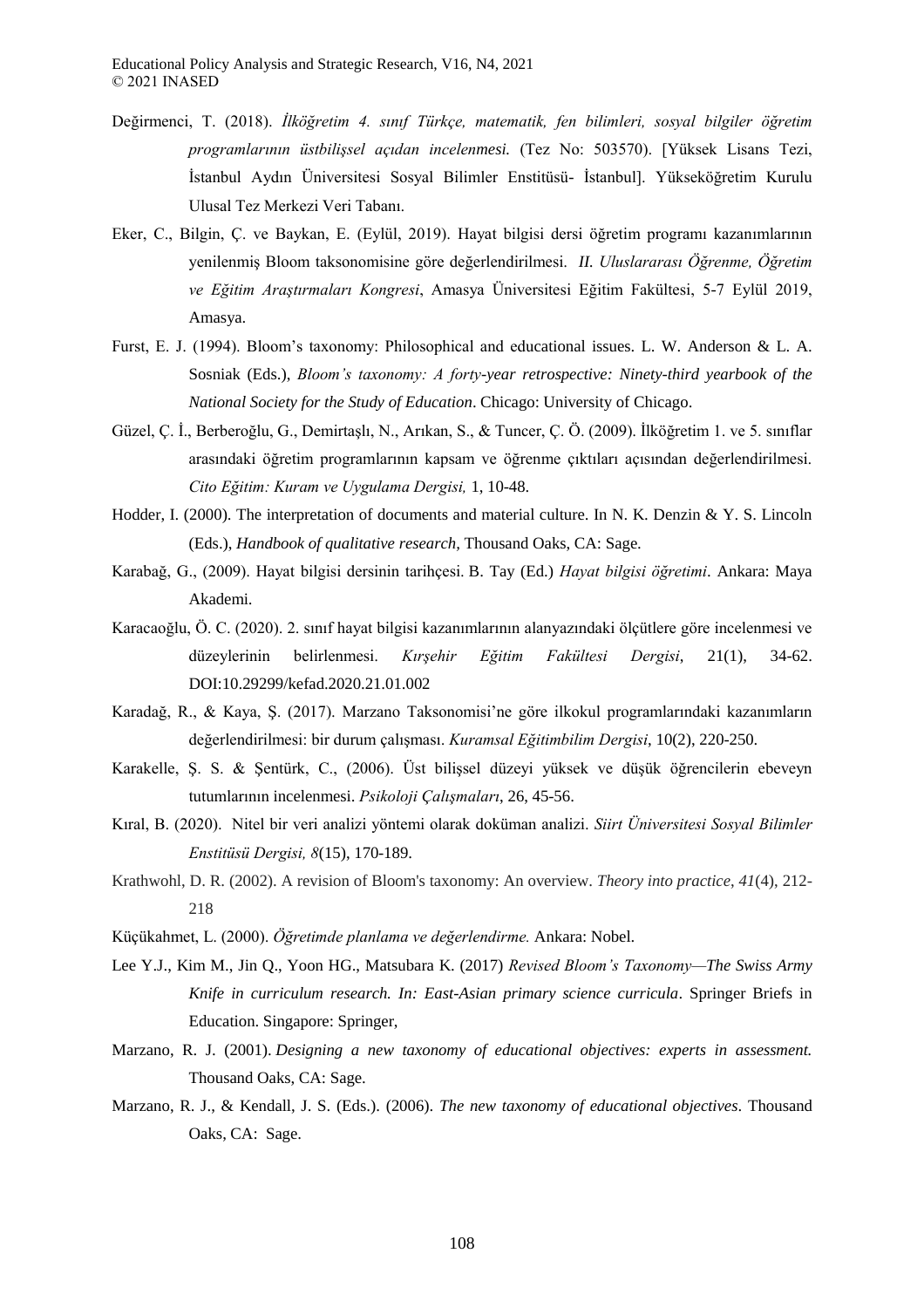Değirmenci, T. (2018). *İlköğretim 4. sınıf Türkçe, matematik, fen bilimleri, sosyal bilgiler öğretim programlarının üstbilişsel açıdan incelenmesi.* (Tez No: 503570). [Yüksek Lisans Tezi, İstanbul Aydın Üniversitesi Sosyal Bilimler Enstitüsü- İstanbul]. Yükseköğretim Kurulu Ulusal Tez Merkezi Veri Tabanı.

Eker, C., Bilgin, Ç. ve Baykan, E. (Eylül, 2019). Hayat bilgisi dersi öğretim programı kazanımlarının yenilenmiş Bloom taksonomisine göre değerlendirilmesi. *II. Uluslararası Öğrenme, Öğretim ve Eğitim Araştırmaları Kongresi*, Amasya Üniversitesi Eğitim Fakültesi, 5-7 Eylül 2019, Amasya.

Furst, E. J. (1994). Bloom's taxonomy: Philosophical and educational issues. L. W. Anderson & L. A. Sosniak (Eds.), *Bloom's taxonomy: A forty-year retrospective: Ninety-third yearbook of the National Society for the Study of Education*. Chicago: University of Chicago.

Güzel, Ç. İ., Berberoğlu, G., Demirtaşlı, N., Arıkan, S., & Tuncer, Ç. Ö. (2009). İlköğretim 1. ve 5. sınıflar arasındaki öğretim programlarının kapsam ve öğrenme çıktıları açısından değerlendirilmesi. *Cito Eğitim: Kuram ve Uygulama Dergisi,* 1, 10-48.

Hodder, I. (2000). The interpretation of documents and material culture. In N. K. Denzin & Y. S. Lincoln (Eds.), *Handbook of qualitative research*, Thousand Oaks, CA: Sage.

Karabağ, G., (2009). Hayat bilgisi dersinin tarihçesi. B. Tay (Ed.) *Hayat bilgisi öğretimi*. Ankara: Maya Akademi.

Karacaoğlu, Ö. C. (2020). 2. sınıf hayat bilgisi kazanımlarının alanyazındaki ölçütlere göre incelenmesi ve düzeylerinin belirlenmesi. *Kırşehir Eğitim Fakültesi Dergisi*, 21(1), 34-62. DOI:10.29299/kefad.2020.21.01.002

Karadağ, R., & Kaya, Ş. (2017). Marzano Taksonomisi'ne göre ilkokul programlarındaki kazanımların değerlendirilmesi: bir durum çalışması. *Kuramsal Eğitimbilim Dergisi*, 10(2), 220-250.

Karakelle, Ş. S. & Şentürk, C., (2006). Üst bilişsel düzeyi yüksek ve düşük öğrencilerin ebeveyn tutumlarının incelenmesi. *Psikoloji Çalışmaları*, 26, 45-56.

Kıral, B. (2020). Nitel bir veri analizi yöntemi olarak doküman analizi. *Siirt Üniversitesi Sosyal Bilimler Enstitüsü Dergisi, 8*(15), 170-189.

Krathwohl, D. R. (2002). A revision of Bloom's taxonomy: An overview. *Theory into practice*, *41*(4), 212-218

Küçükahmet, L. (2000). *Öğretimde planlama ve değerlendirme.* Ankara: Nobel.

Lee Y.J., Kim M., Jin Q., Yoon HG., Matsubara K. (2017) *Revised Bloom's Taxonomy—The Swiss Army Knife in curriculum research. In: East-Asian primary science curricula*. Springer Briefs in Education. Singapore: Springer,

Marzano, R. J. (2001). *Designing a new taxonomy of educational objectives: experts in assessment.* Thousand Oaks, CA: Sage.

Marzano, R. J., & Kendall, J. S. (Eds.). (2006). *The new taxonomy of educational objectives*. Thousand Oaks, CA: Sage.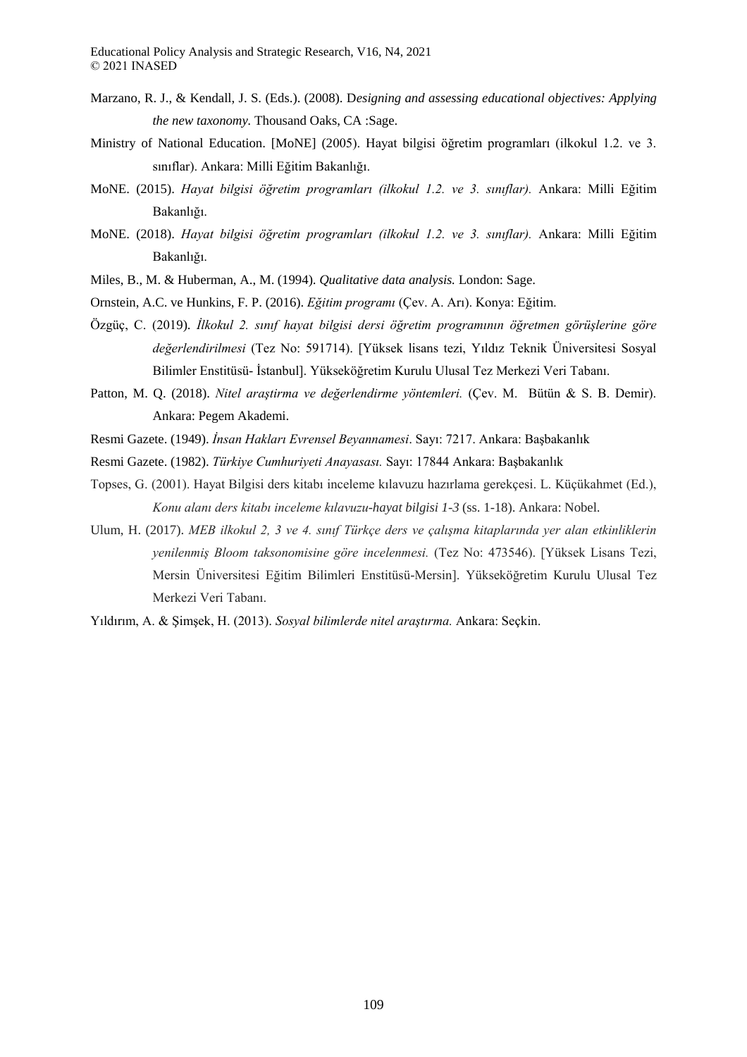Marzano, R. J., & Kendall, J. S. (Eds.). (2008). D*esigning and assessing educational objectives: Applying the new taxonomy.* Thousand Oaks, CA :Sage.

Ministry of National Education. [MoNE] (2005). Hayat bilgisi öğretim programları (ilkokul 1.2. ve 3. sınıflar). Ankara: Milli Eğitim Bakanlığı.

MoNE. (2015). *Hayat bilgisi öğretim programları (ilkokul 1.2. ve 3. sınıflar).* Ankara: Milli Eğitim Bakanlığı.

MoNE. (2018). *Hayat bilgisi öğretim programları (ilkokul 1.2. ve 3. sınıflar).* Ankara: Milli Eğitim Bakanlığı.

Miles, B., M. & Huberman, A., M. (1994). *Qualitative data analysis.* London: Sage.

Ornstein, A.C. ve Hunkins, F. P. (2016). *Eğitim programı* (Çev. A. Arı). Konya: Eğitim.

Özgüç, C. (2019). *İlkokul 2. sınıf hayat bilgisi dersi öğretim programının öğretmen görüşlerine göre değerlendirilmesi* (Tez No: 591714). [Yüksek lisans tezi, Yıldız Teknik Üniversitesi Sosyal Bilimler Enstitüsü- İstanbul]. Yükseköğretim Kurulu Ulusal Tez Merkezi Veri Tabanı.

Patton, M. Q. (2018). *Nitel araştirma ve değerlendirme yöntemleri.* (Çev. M. Bütün & S. B. Demir). Ankara: Pegem Akademi.

Resmi Gazete. (1949). *İnsan Hakları Evrensel Beyannamesi*. Sayı: 7217. Ankara: Başbakanlık

Resmi Gazete. (1982). *Türkiye Cumhuriyeti Anayasası.* Sayı: 17844 Ankara: Başbakanlık

Topses, G. (2001). Hayat Bilgisi ders kitabı inceleme kılavuzu hazırlama gerekçesi. L. Küçükahmet (Ed.), *Konu alanı ders kitabı inceleme kılavuzu-hayat bilgisi 1-3* (ss. 1-18). Ankara: Nobel.

Ulum, H. (2017). *MEB ilkokul 2, 3 ve 4. sınıf Türkçe ders ve çalışma kitaplarında yer alan etkinliklerin yenilenmiş Bloom taksonomisine göre incelenmesi.* (Tez No: 473546). [Yüksek Lisans Tezi, Mersin Üniversitesi Eğitim Bilimleri Enstitüsü-Mersin]. Yükseköğretim Kurulu Ulusal Tez Merkezi Veri Tabanı.

Yıldırım, A. & Şimşek, H. (2013). *Sosyal bilimlerde nitel araştırma.* Ankara: Seçkin.